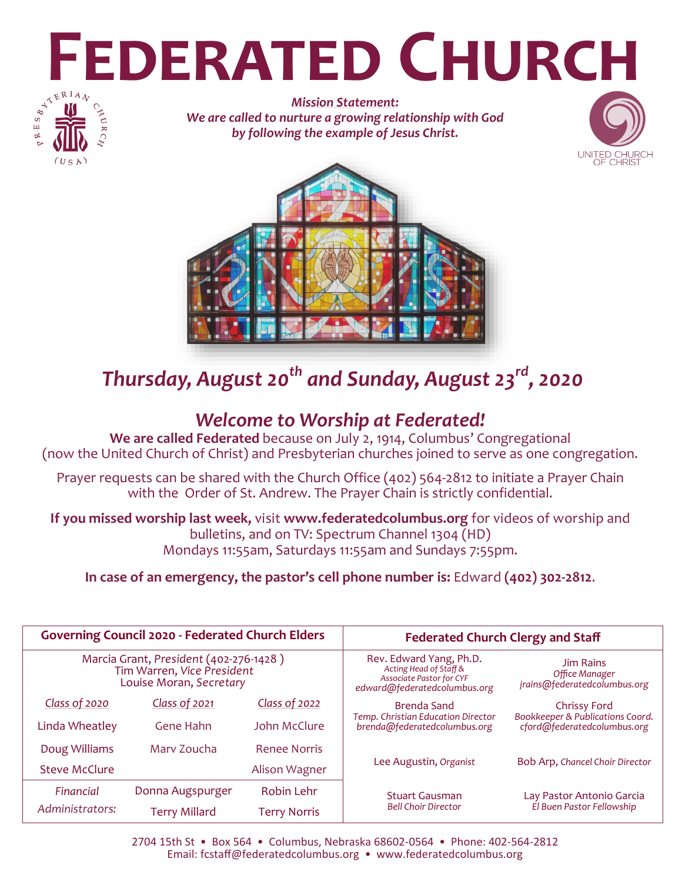# Federated Church

*Mission Statement:*
*We are called to nurture a growing relationship with God by following the example of Jesus Christ.*

## *Thursday, August 20th and Sunday, August 23rd, 2020*

## *Welcome to Worship at Federated!*

**We are called Federated** because on July 2, 1914, Columbus' Congregational (now the United Church of Christ) and Presbyterian churches joined to serve as one congregation.

Prayer requests can be shared with the Church Office (402) 564-2812 to initiate a Prayer Chain with the Order of St. Andrew. The Prayer Chain is strictly confidential.

**If you missed worship last week,** visit **www.federatedcolumbus.org** for videos of worship and bulletins, and on TV: Spectrum Channel 1304 (HD) Mondays 11:55am, Saturdays 11:55am and Sundays 7:55pm.

**In case of an emergency, the pastor's cell phone number is:** Edward **(402) 302-2812**.

| Governing Council 2020 - Federated Church Elders | | |
|---|---|---|
| Marcia Grant, *President* (402-276-1428 ) | | |
| Tim Warren, *Vice President* | | |
| Louise Moran, *Secretary* | | |
| *Class of 2020* | *Class of 2021* | *Class of 2022* |
| Linda Wheatley | Gene Hahn | John McClure |
| Doug Williams | Marv Zoucha | Renee Norris |
| Steve McClure | | Alison Wagner |
| *Financial Administrators:* | Donna Augspurger | Robin Lehr |
| | Terry Millard | Terry Norris |

| Federated Church Clergy and Staff | |
|---|---|
| Rev. Edward Yang, Ph.D.<br>*Acting Head of Staff & Associate Pastor for CYF*<br>*edward@federatedcolumbus.org* | Jim Rains<br>*Office Manager*<br>*jrains@federatedcolumbus.org* |
| Brenda Sand<br>*Temp. Christian Education Director*<br>*brenda@federatedcolumbus.org* | Chrissy Ford<br>*Bookkeeper & Publications Coord.*<br>*cford@federatedcolumbus.org* |
| Lee Augustin, *Organist* | Bob Arp, *Chancel Choir Director* |
| Stuart Gausman<br>*Bell Choir Director* | Lay Pastor Antonio Garcia<br>*El Buen Pastor Fellowship* |

2704 15th St • Box 564 • Columbus, Nebraska 68602-0564 • Phone: 402-564-2812
Email: fcstaff@federatedcolumbus.org • www.federatedcolumbus.org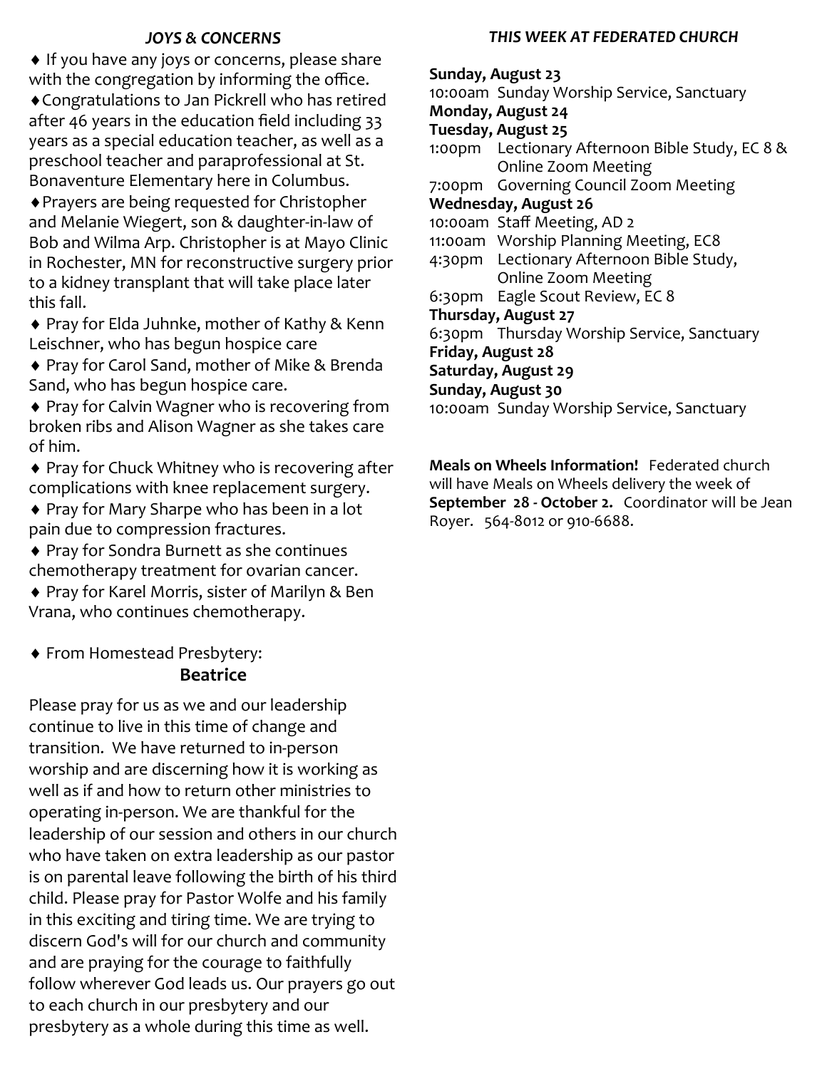### *JOYS & CONCERNS*

♦ If you have any joys or concerns, please share with the congregation by informing the office.

♦ Congratulations to Jan Pickrell who has retired after 46 years in the education field including 33 years as a special education teacher, as well as a preschool teacher and paraprofessional at St. Bonaventure Elementary here in Columbus.

♦ Prayers are being requested for Christopher and Melanie Wiegert, son & daughter-in-law of Bob and Wilma Arp. Christopher is at Mayo Clinic in Rochester, MN for reconstructive surgery prior to a kidney transplant that will take place later this fall.

♦ Pray for Elda Juhnke, mother of Kathy & Kenn Leischner, who has begun hospice care

♦ Pray for Carol Sand, mother of Mike & Brenda Sand, who has begun hospice care.

♦ Pray for Calvin Wagner who is recovering from broken ribs and Alison Wagner as she takes care of him.

♦ Pray for Chuck Whitney who is recovering after complications with knee replacement surgery.

♦ Pray for Mary Sharpe who has been in a lot pain due to compression fractures.

♦ Pray for Sondra Burnett as she continues chemotherapy treatment for ovarian cancer.

♦ Pray for Karel Morris, sister of Marilyn & Ben Vrana, who continues chemotherapy.

♦ From Homestead Presbytery:

**Beatrice**

Please pray for us as we and our leadership continue to live in this time of change and transition. We have returned to in-person worship and are discerning how it is working as well as if and how to return other ministries to operating in-person. We are thankful for the leadership of our session and others in our church who have taken on extra leadership as our pastor is on parental leave following the birth of his third child. Please pray for Pastor Wolfe and his family in this exciting and tiring time. We are trying to discern God's will for our church and community and are praying for the courage to faithfully follow wherever God leads us. Our prayers go out to each church in our presbytery and our presbytery as a whole during this time as well.

### *THIS WEEK AT FEDERATED CHURCH*

**Sunday, August 23**
10:00am Sunday Worship Service, Sanctuary

**Monday, August 24**

**Tuesday, August 25**
1:00pm Lectionary Afternoon Bible Study, EC 8 & Online Zoom Meeting
7:00pm Governing Council Zoom Meeting

**Wednesday, August 26**
10:00am Staff Meeting, AD 2
11:00am Worship Planning Meeting, EC8
4:30pm Lectionary Afternoon Bible Study, Online Zoom Meeting
6:30pm Eagle Scout Review, EC 8

**Thursday, August 27**
6:30pm Thursday Worship Service, Sanctuary

**Friday, August 28**

**Saturday, August 29**

**Sunday, August 30**
10:00am Sunday Worship Service, Sanctuary

**Meals on Wheels Information!** Federated church will have Meals on Wheels delivery the week of **September 28 - October 2.** Coordinator will be Jean Royer. 564-8012 or 910-6688.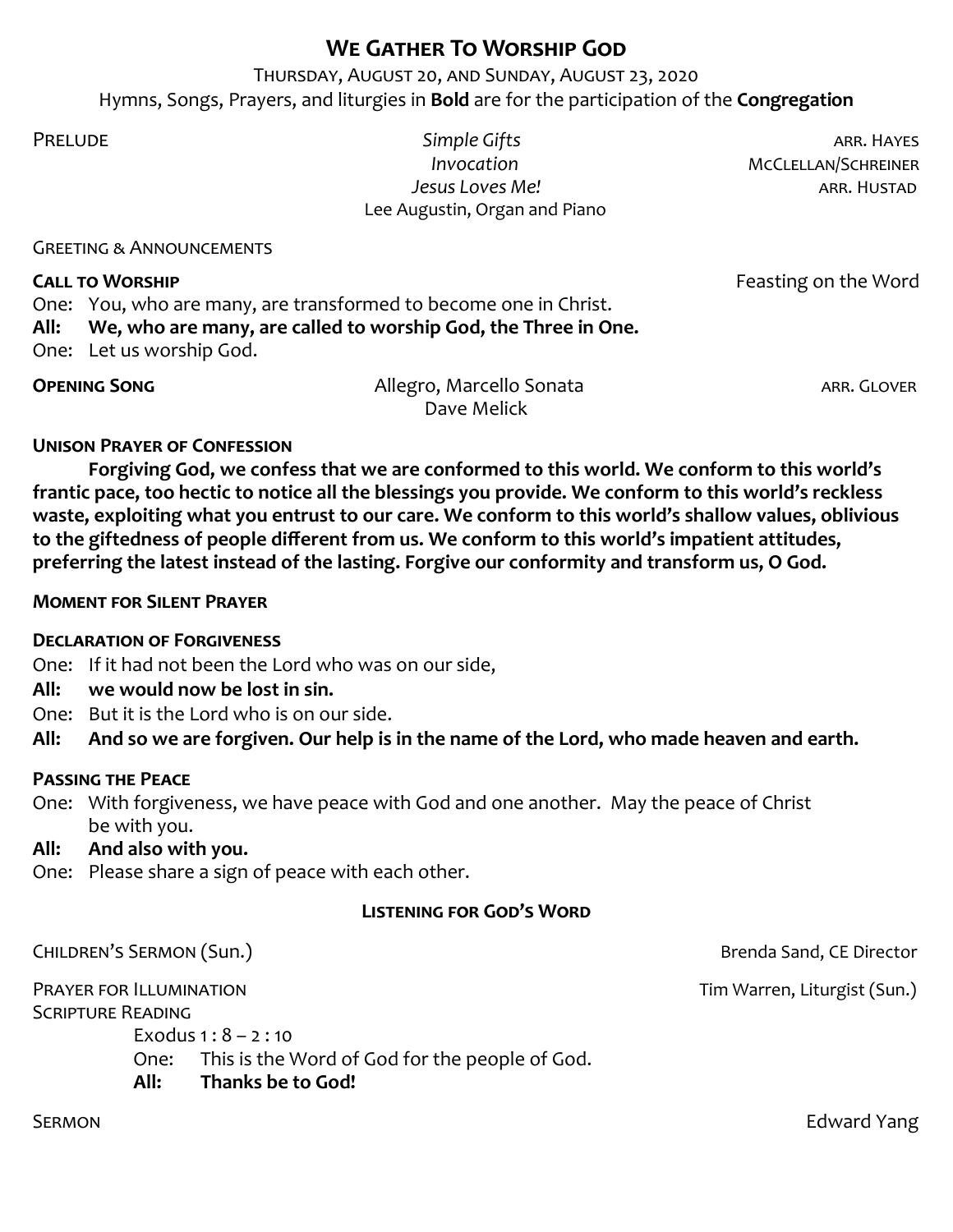# WE GATHER TO WORSHIP GOD

THURSDAY, AUGUST 20, AND SUNDAY, AUGUST 23, 2020

Hymns, Songs, Prayers, and liturgies in **Bold** are for the participation of the **Congregation**

PRELUDE

*Simple Gifts* — ARR. HAYES

*Invocation* — MCCLELLAN/SCHREINER

*Jesus Loves Me!* — ARR. HUSTAD

Lee Augustin, Organ and Piano

GREETING & ANNOUNCEMENTS

**CALL TO WORSHIP** — Feasting on the Word

One: You, who are many, are transformed to become one in Christ.

**All: We, who are many, are called to worship God, the Three in One.**

One: Let us worship God.

**OPENING SONG** — Allegro, Marcello Sonata — ARR. GLOVER

Dave Melick

**UNISON PRAYER OF CONFESSION**

**Forgiving God, we confess that we are conformed to this world. We conform to this world's frantic pace, too hectic to notice all the blessings you provide. We conform to this world's reckless waste, exploiting what you entrust to our care. We conform to this world's shallow values, oblivious to the giftedness of people different from us. We conform to this world's impatient attitudes, preferring the latest instead of the lasting. Forgive our conformity and transform us, O God.**

**MOMENT FOR SILENT PRAYER**

**DECLARATION OF FORGIVENESS**

One: If it had not been the Lord who was on our side,

**All: we would now be lost in sin.**

One: But it is the Lord who is on our side.

**All: And so we are forgiven. Our help is in the name of the Lord, who made heaven and earth.**

**PASSING THE PEACE**

One: With forgiveness, we have peace with God and one another. May the peace of Christ be with you.

**All: And also with you.**

One: Please share a sign of peace with each other.

## LISTENING FOR GOD'S WORD

CHILDREN'S SERMON (Sun.) — Brenda Sand, CE Director

PRAYER FOR ILLUMINATION — Tim Warren, Liturgist (Sun.)

SCRIPTURE READING

Exodus 1 : 8 – 2 : 10

One: This is the Word of God for the people of God.

**All: Thanks be to God!**

SERMON — Edward Yang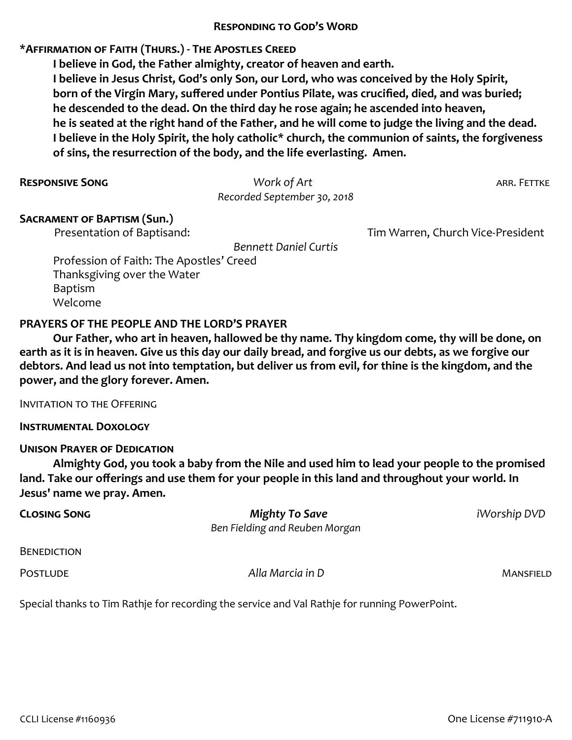## Responding to God's Word

**\*Affirmation of Faith (Thurs.) - The Apostles Creed**

**I believe in God, the Father almighty, creator of heaven and earth.**
**I believe in Jesus Christ, God's only Son, our Lord, who was conceived by the Holy Spirit, born of the Virgin Mary, suffered under Pontius Pilate, was crucified, died, and was buried; he descended to the dead. On the third day he rose again; he ascended into heaven, he is seated at the right hand of the Father, and he will come to judge the living and the dead.**
**I believe in the Holy Spirit, the holy catholic\* church, the communion of saints, the forgiveness of sins, the resurrection of the body, and the life everlasting. Amen.**

**Responsive Song** — *Work of Art* — arr. Fettke
*Recorded September 30, 2018*

**Sacrament of Baptism (Sun.)**

Presentation of Baptisand: — Tim Warren, Church Vice-President
*Bennett Daniel Curtis*
Profession of Faith: The Apostles' Creed
Thanksgiving over the Water
Baptism
Welcome

**PRAYERS OF THE PEOPLE AND THE LORD'S PRAYER**

**Our Father, who art in heaven, hallowed be thy name. Thy kingdom come, thy will be done, on earth as it is in heaven. Give us this day our daily bread, and forgive us our debts, as we forgive our debtors. And lead us not into temptation, but deliver us from evil, for thine is the kingdom, and the power, and the glory forever. Amen.**

Invitation to the Offering

**Instrumental Doxology**

**Unison Prayer of Dedication**

**Almighty God, you took a baby from the Nile and used him to lead your people to the promised land. Take our offerings and use them for your people in this land and throughout your world. In Jesus' name we pray. Amen.**

**Closing Song** — ***Mighty To Save*** — *iWorship DVD*
*Ben Fielding and Reuben Morgan*

Benediction

Postlude — *Alla Marcia in D* — Mansfield

Special thanks to Tim Rathje for recording the service and Val Rathje for running PowerPoint.

CCLI License #1160936 — One License #711910-A